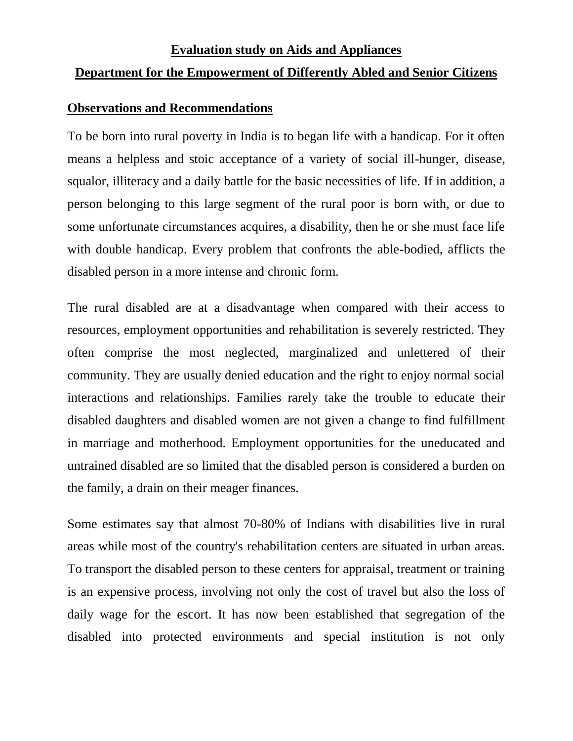# Evaluation study on Aids and Appliances

## Department for the Empowerment of Differently Abled and Senior Citizens

### Observations and Recommendations

To be born into rural poverty in India is to began life with a handicap. For it often means a helpless and stoic acceptance of a variety of social ill-hunger, disease, squalor, illiteracy and a daily battle for the basic necessities of life. If in addition, a person belonging to this large segment of the rural poor is born with, or due to some unfortunate circumstances acquires, a disability, then he or she must face life with double handicap. Every problem that confronts the able-bodied, afflicts the disabled person in a more intense and chronic form.

The rural disabled are at a disadvantage when compared with their access to resources, employment opportunities and rehabilitation is severely restricted. They often comprise the most neglected, marginalized and unlettered of their community. They are usually denied education and the right to enjoy normal social interactions and relationships. Families rarely take the trouble to educate their disabled daughters and disabled women are not given a change to find fulfillment in marriage and motherhood. Employment opportunities for the uneducated and untrained disabled are so limited that the disabled person is considered a burden on the family, a drain on their meager finances.

Some estimates say that almost 70-80% of Indians with disabilities live in rural areas while most of the country's rehabilitation centers are situated in urban areas. To transport the disabled person to these centers for appraisal, treatment or training is an expensive process, involving not only the cost of travel but also the loss of daily wage for the escort. It has now been established that segregation of the disabled into protected environments and special institution is not only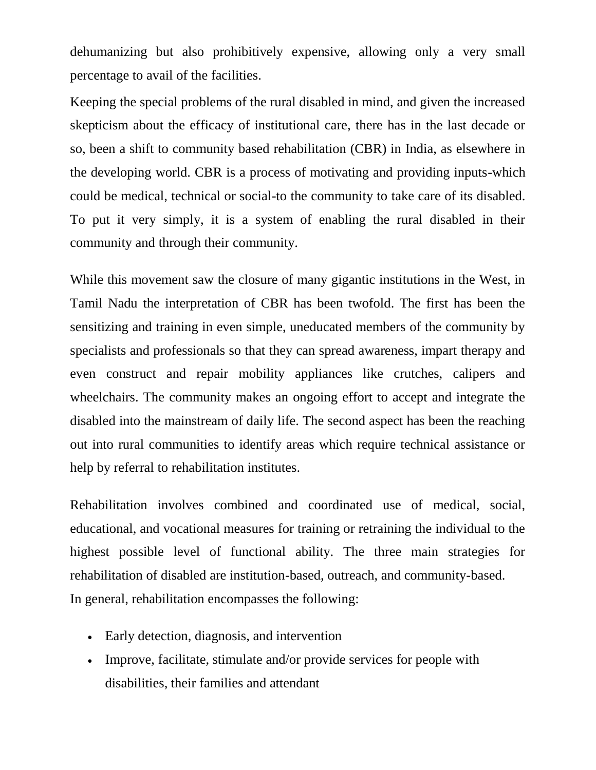dehumanizing but also prohibitively expensive, allowing only a very small percentage to avail of the facilities.

Keeping the special problems of the rural disabled in mind, and given the increased skepticism about the efficacy of institutional care, there has in the last decade or so, been a shift to community based rehabilitation (CBR) in India, as elsewhere in the developing world. CBR is a process of motivating and providing inputs-which could be medical, technical or social-to the community to take care of its disabled. To put it very simply, it is a system of enabling the rural disabled in their community and through their community.

While this movement saw the closure of many gigantic institutions in the West, in Tamil Nadu the interpretation of CBR has been twofold. The first has been the sensitizing and training in even simple, uneducated members of the community by specialists and professionals so that they can spread awareness, impart therapy and even construct and repair mobility appliances like crutches, calipers and wheelchairs. The community makes an ongoing effort to accept and integrate the disabled into the mainstream of daily life. The second aspect has been the reaching out into rural communities to identify areas which require technical assistance or help by referral to rehabilitation institutes.

Rehabilitation involves combined and coordinated use of medical, social, educational, and vocational measures for training or retraining the individual to the highest possible level of functional ability. The three main strategies for rehabilitation of disabled are institution-based, outreach, and community-based.
In general, rehabilitation encompasses the following:

- Early detection, diagnosis, and intervention
- Improve, facilitate, stimulate and/or provide services for people with disabilities, their families and attendant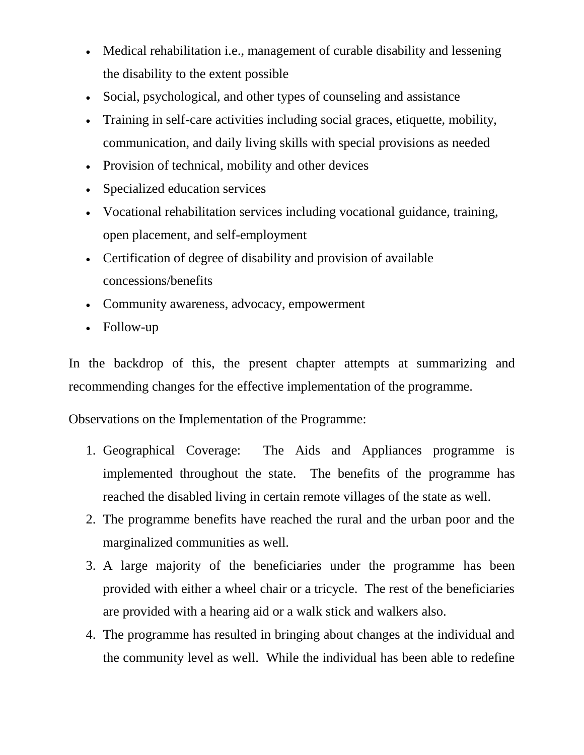- Medical rehabilitation i.e., management of curable disability and lessening the disability to the extent possible
- Social, psychological, and other types of counseling and assistance
- Training in self-care activities including social graces, etiquette, mobility, communication, and daily living skills with special provisions as needed
- Provision of technical, mobility and other devices
- Specialized education services
- Vocational rehabilitation services including vocational guidance, training, open placement, and self-employment
- Certification of degree of disability and provision of available concessions/benefits
- Community awareness, advocacy, empowerment
- Follow-up

In the backdrop of this, the present chapter attempts at summarizing and recommending changes for the effective implementation of the programme.

Observations on the Implementation of the Programme:

1. Geographical Coverage: The Aids and Appliances programme is implemented throughout the state. The benefits of the programme has reached the disabled living in certain remote villages of the state as well.
2. The programme benefits have reached the rural and the urban poor and the marginalized communities as well.
3. A large majority of the beneficiaries under the programme has been provided with either a wheel chair or a tricycle. The rest of the beneficiaries are provided with a hearing aid or a walk stick and walkers also.
4. The programme has resulted in bringing about changes at the individual and the community level as well. While the individual has been able to redefine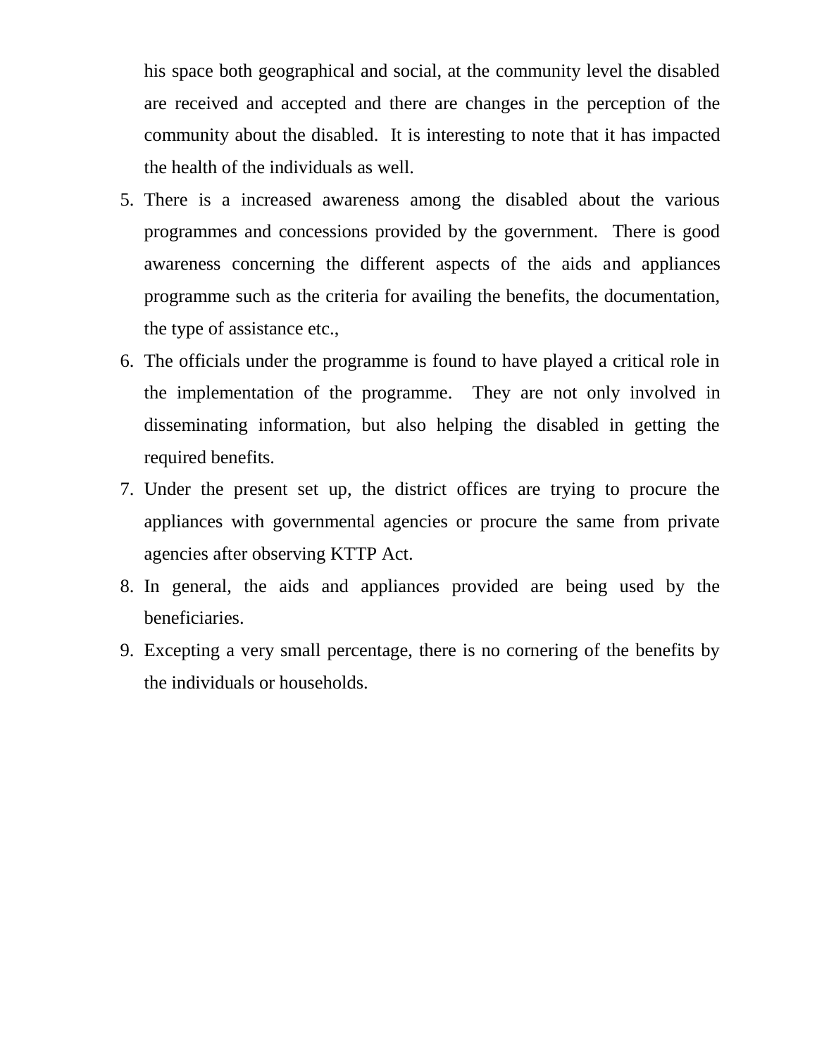his space both geographical and social, at the community level the disabled are received and accepted and there are changes in the perception of the community about the disabled. It is interesting to note that it has impacted the health of the individuals as well.

5. There is a increased awareness among the disabled about the various programmes and concessions provided by the government. There is good awareness concerning the different aspects of the aids and appliances programme such as the criteria for availing the benefits, the documentation, the type of assistance etc.,
6. The officials under the programme is found to have played a critical role in the implementation of the programme. They are not only involved in disseminating information, but also helping the disabled in getting the required benefits.
7. Under the present set up, the district offices are trying to procure the appliances with governmental agencies or procure the same from private agencies after observing KTTP Act.
8. In general, the aids and appliances provided are being used by the beneficiaries.
9. Excepting a very small percentage, there is no cornering of the benefits by the individuals or households.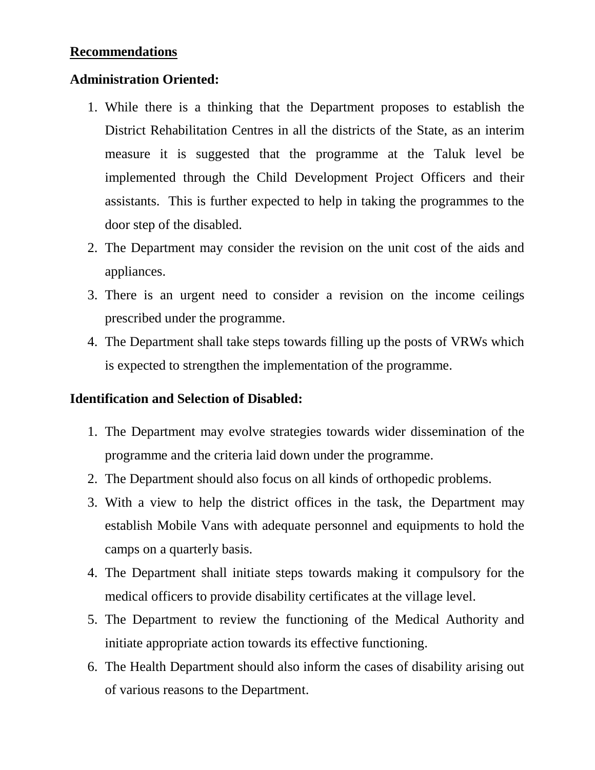## Recommendations

### Administration Oriented:

1. While there is a thinking that the Department proposes to establish the District Rehabilitation Centres in all the districts of the State, as an interim measure it is suggested that the programme at the Taluk level be implemented through the Child Development Project Officers and their assistants. This is further expected to help in taking the programmes to the door step of the disabled.
2. The Department may consider the revision on the unit cost of the aids and appliances.
3. There is an urgent need to consider a revision on the income ceilings prescribed under the programme.
4. The Department shall take steps towards filling up the posts of VRWs which is expected to strengthen the implementation of the programme.

### Identification and Selection of Disabled:

1. The Department may evolve strategies towards wider dissemination of the programme and the criteria laid down under the programme.
2. The Department should also focus on all kinds of orthopedic problems.
3. With a view to help the district offices in the task, the Department may establish Mobile Vans with adequate personnel and equipments to hold the camps on a quarterly basis.
4. The Department shall initiate steps towards making it compulsory for the medical officers to provide disability certificates at the village level.
5. The Department to review the functioning of the Medical Authority and initiate appropriate action towards its effective functioning.
6. The Health Department should also inform the cases of disability arising out of various reasons to the Department.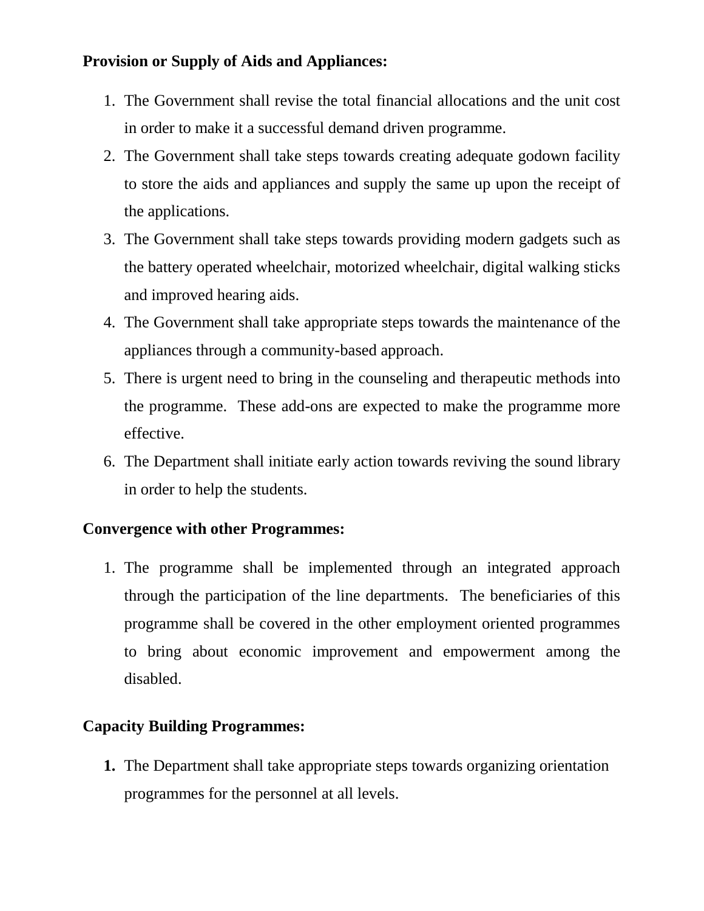**Provision or Supply of Aids and Appliances:**

1. The Government shall revise the total financial allocations and the unit cost in order to make it a successful demand driven programme.
2. The Government shall take steps towards creating adequate godown facility to store the aids and appliances and supply the same up upon the receipt of the applications.
3. The Government shall take steps towards providing modern gadgets such as the battery operated wheelchair, motorized wheelchair, digital walking sticks and improved hearing aids.
4. The Government shall take appropriate steps towards the maintenance of the appliances through a community-based approach.
5. There is urgent need to bring in the counseling and therapeutic methods into the programme. These add-ons are expected to make the programme more effective.
6. The Department shall initiate early action towards reviving the sound library in order to help the students.

**Convergence with other Programmes:**

1. The programme shall be implemented through an integrated approach through the participation of the line departments. The beneficiaries of this programme shall be covered in the other employment oriented programmes to bring about economic improvement and empowerment among the disabled.

**Capacity Building Programmes:**

1. The Department shall take appropriate steps towards organizing orientation programmes for the personnel at all levels.